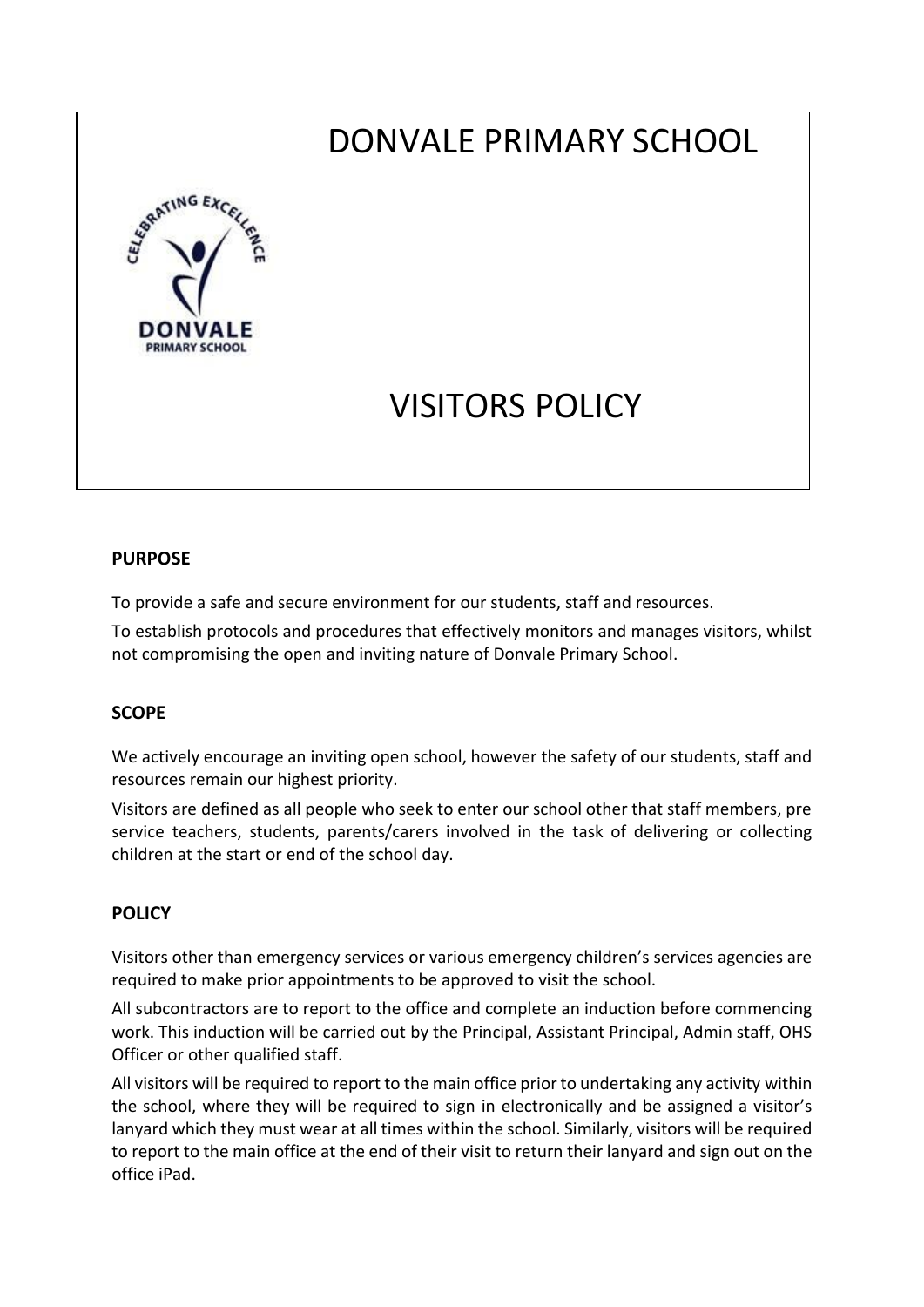# DONVALE PRIMARY SCHOOL

# VISITORS POLICY

**PURPOSE**

To provide a safe and secure environment for our students, staff and resources.

To establish protocols and procedures that effectively monitors and manages visitors, whilst not compromising the open and inviting nature of Donvale Primary School.

**SCOPE**

We actively encourage an inviting open school, however the safety of our students, staff and resources remain our highest priority.

Visitors are defined as all people who seek to enter our school other that staff members, pre service teachers, students, parents/carers involved in the task of delivering or collecting children at the start or end of the school day.

**POLICY**

Visitors other than emergency services or various emergency children's services agencies are required to make prior appointments to be approved to visit the school.

All subcontractors are to report to the office and complete an induction before commencing work. This induction will be carried out by the Principal, Assistant Principal, Admin staff, OHS Officer or other qualified staff.

All visitors will be required to report to the main office prior to undertaking any activity within the school, where they will be required to sign in electronically and be assigned a visitor's lanyard which they must wear at all times within the school. Similarly, visitors will be required to report to the main office at the end of their visit to return their lanyard and sign out on the office iPad.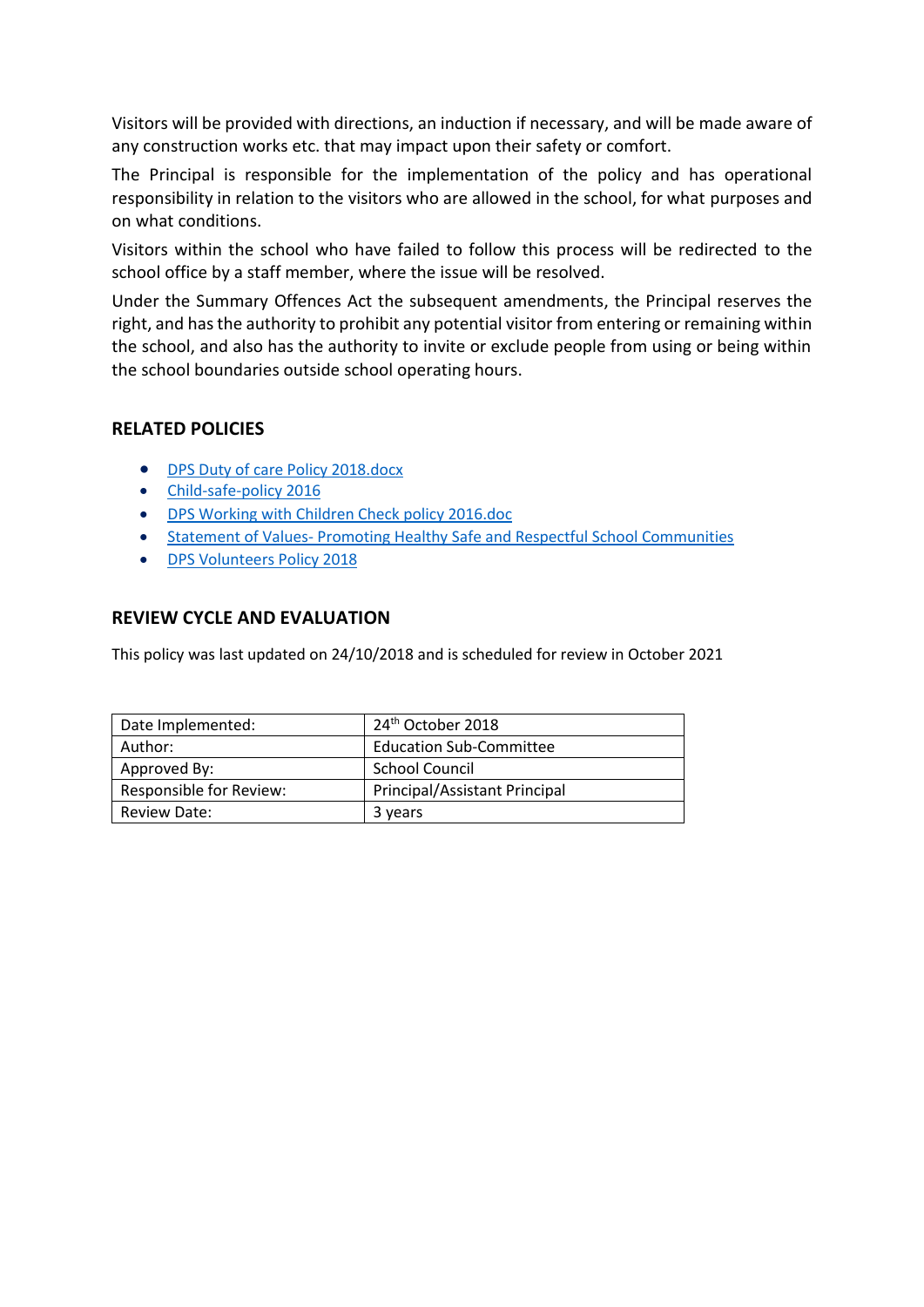Visitors will be provided with directions, an induction if necessary, and will be made aware of any construction works etc. that may impact upon their safety or comfort.

The Principal is responsible for the implementation of the policy and has operational responsibility in relation to the visitors who are allowed in the school, for what purposes and on what conditions.

Visitors within the school who have failed to follow this process will be redirected to the school office by a staff member, where the issue will be resolved.

Under the Summary Offences Act the subsequent amendments, the Principal reserves the right, and has the authority to prohibit any potential visitor from entering or remaining within the school, and also has the authority to invite or exclude people from using or being within the school boundaries outside school operating hours.

## RELATED POLICIES

- DPS Duty of care Policy 2018.docx
- Child-safe-policy 2016
- DPS Working with Children Check policy 2016.doc
- Statement of Values- Promoting Healthy Safe and Respectful School Communities
- DPS Volunteers Policy 2018

## REVIEW CYCLE AND EVALUATION

This policy was last updated on 24/10/2018 and is scheduled for review in October 2021

| | |
|---|---|
| Date Implemented: | 24th October 2018 |
| Author: | Education Sub-Committee |
| Approved By: | School Council |
| Responsible for Review: | Principal/Assistant Principal |
| Review Date: | 3 years |